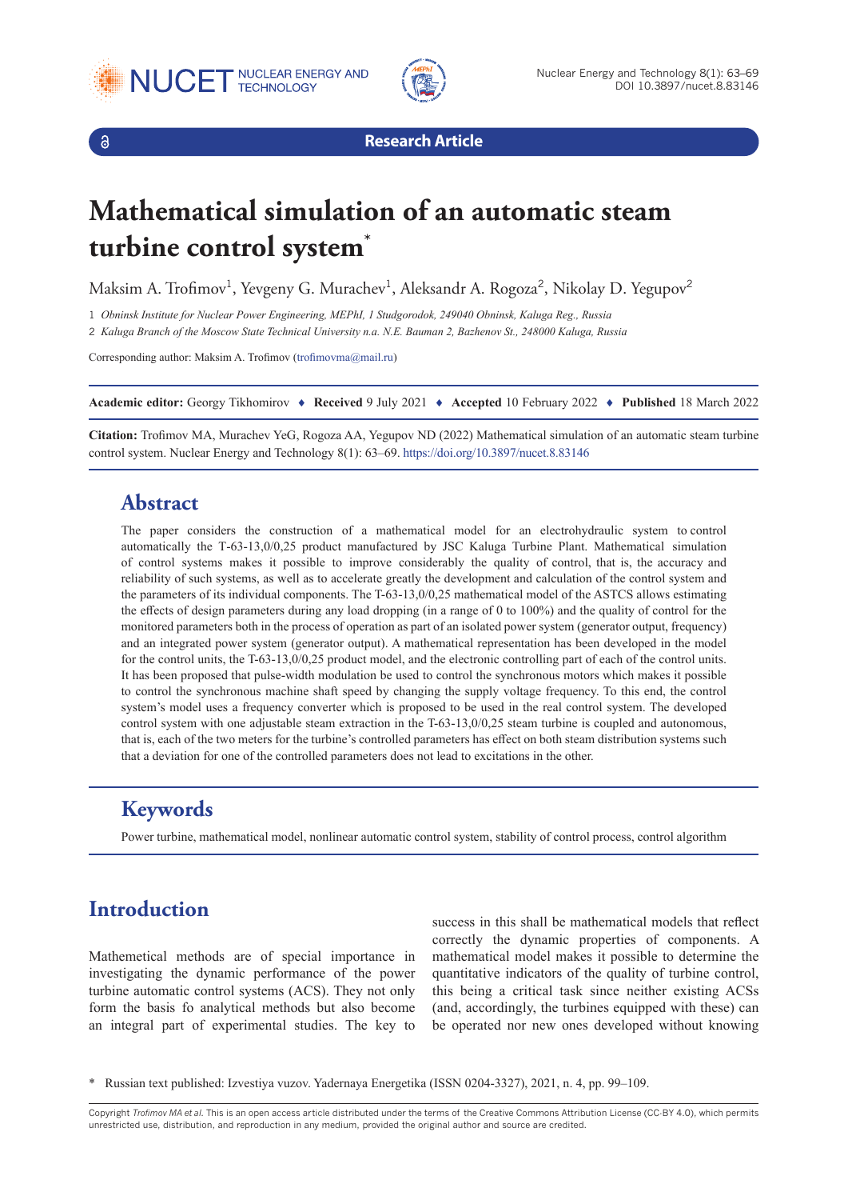Research Article

# Mathematical simulation of an automatic steam turbine control system*

Maksim A. Trofimov[1], Yevgeny G. Murachev[1], Aleksandr A. Rogoza[2], Nikolay D. Yegupov[2]

1 *Obninsk Institute for Nuclear Power Engineering, MEPhI, 1 Studgorodok, 249040 Obninsk, Kaluga Reg., Russia*

2 *Kaluga Branch of the Moscow State Technical University n.a. N.E. Bauman 2, Bazhenov St., 248000 Kaluga, Russia*

Corresponding author: Maksim A. Trofimov (trofimovma@mail.ru)

**Academic editor:** Georgy Tikhomirov ♦ **Received** 9 July 2021 ♦ **Accepted** 10 February 2022 ♦ **Published** 18 March 2022

**Citation:** Trofimov MA, Murachev YeG, Rogoza AA, Yegupov ND (2022) Mathematical simulation of an automatic steam turbine control system. Nuclear Energy and Technology 8(1): 63–69. https://doi.org/10.3897/nucet.8.83146

## Abstract

The paper considers the construction of a mathematical model for an electrohydraulic system to control automatically the T-63-13,0/0,25 product manufactured by JSC Kaluga Turbine Plant. Mathematical simulation of control systems makes it possible to improve considerably the quality of control, that is, the accuracy and reliability of such systems, as well as to accelerate greatly the development and calculation of the control system and the parameters of its individual components. The T-63-13,0/0,25 mathematical model of the ASTCS allows estimating the effects of design parameters during any load dropping (in a range of 0 to 100%) and the quality of control for the monitored parameters both in the process of operation as part of an isolated power system (generator output, frequency) and an integrated power system (generator output). A mathematical representation has been developed in the model for the control units, the T-63-13,0/0,25 product model, and the electronic controlling part of each of the control units. It has been proposed that pulse-width modulation be used to control the synchronous motors which makes it possible to control the synchronous machine shaft speed by changing the supply voltage frequency. To this end, the control system's model uses a frequency converter which is proposed to be used in the real control system. The developed control system with one adjustable steam extraction in the T-63-13,0/0,25 steam turbine is coupled and autonomous, that is, each of the two meters for the turbine's controlled parameters has effect on both steam distribution systems such that a deviation for one of the controlled parameters does not lead to excitations in the other.

## Keywords

Power turbine, mathematical model, nonlinear automatic control system, stability of control process, control algorithm

## Introduction

Mathemetical methods are of special importance in investigating the dynamic performance of the power turbine automatic control systems (ACS). They not only form the basis fo analytical methods but also become an integral part of experimental studies. The key to success in this shall be mathematical models that reflect correctly the dynamic properties of components. A mathematical model makes it possible to determine the quantitative indicators of the quality of turbine control, this being a critical task since neither existing ACSs (and, accordingly, the turbines equipped with these) can be operated nor new ones developed without knowing

* Russian text published: Izvestiya vuzov. Yadernaya Energetika (ISSN 0204-3327), 2021, n. 4, pp. 99–109.

Copyright *Trofimov MA et al.* This is an open access article distributed under the terms of the Creative Commons Attribution License (CC-BY 4.0), which permits unrestricted use, distribution, and reproduction in any medium, provided the original author and source are credited.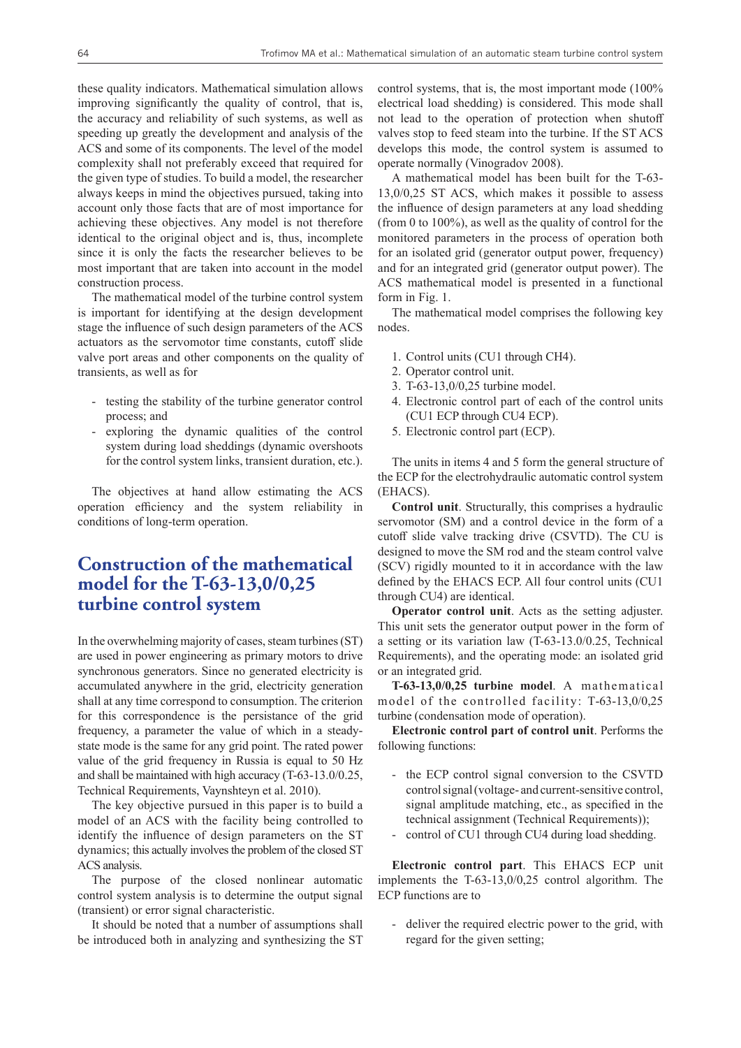these quality indicators. Mathematical simulation allows improving significantly the quality of control, that is, the accuracy and reliability of such systems, as well as speeding up greatly the development and analysis of the ACS and some of its components. The level of the model complexity shall not preferably exceed that required for the given type of studies. To build a model, the researcher always keeps in mind the objectives pursued, taking into account only those facts that are of most importance for achieving these objectives. Any model is not therefore identical to the original object and is, thus, incomplete since it is only the facts the researcher believes to be most important that are taken into account in the model construction process.

The mathematical model of the turbine control system is important for identifying at the design development stage the influence of such design parameters of the ACS actuators as the servomotor time constants, cutoff slide valve port areas and other components on the quality of transients, as well as for

- testing the stability of the turbine generator control process; and
- exploring the dynamic qualities of the control system during load sheddings (dynamic overshoots for the control system links, transient duration, etc.).

The objectives at hand allow estimating the ACS operation efficiency and the system reliability in conditions of long-term operation.

# Construction of the mathematical model for the T-63-13,0/0,25 turbine control system

In the overwhelming majority of cases, steam turbines (ST) are used in power engineering as primary motors to drive synchronous generators. Since no generated electricity is accumulated anywhere in the grid, electricity generation shall at any time correspond to consumption. The criterion for this correspondence is the persistance of the grid frequency, a parameter the value of which in a steady-state mode is the same for any grid point. The rated power value of the grid frequency in Russia is equal to 50 Hz and shall be maintained with high accuracy (T-63-13.0/0.25, Technical Requirements, Vaynshteyn et al. 2010).

The key objective pursued in this paper is to build a model of an ACS with the facility being controlled to identify the influence of design parameters on the ST dynamics; this actually involves the problem of the closed ST ACS analysis.

The purpose of the closed nonlinear automatic control system analysis is to determine the output signal (transient) or error signal characteristic.

It should be noted that a number of assumptions shall be introduced both in analyzing and synthesizing the ST control systems, that is, the most important mode (100% electrical load shedding) is considered. This mode shall not lead to the operation of protection when shutoff valves stop to feed steam into the turbine. If the ST ACS develops this mode, the control system is assumed to operate normally (Vinogradov 2008).

A mathematical model has been built for the T-63-13,0/0,25 ST ACS, which makes it possible to assess the influence of design parameters at any load shedding (from 0 to 100%), as well as the quality of control for the monitored parameters in the process of operation both for an isolated grid (generator output power, frequency) and for an integrated grid (generator output power). The ACS mathematical model is presented in a functional form in Fig. 1.

The mathematical model comprises the following key nodes.

1. Control units (CU1 through CH4).
2. Operator control unit.
3. T-63-13,0/0,25 turbine model.
4. Electronic control part of each of the control units (CU1 ECP through CU4 ECP).
5. Electronic control part (ECP).

The units in items 4 and 5 form the general structure of the ECP for the electrohydraulic automatic control system (EHACS).

**Control unit**. Structurally, this comprises a hydraulic servomotor (SM) and a control device in the form of a cutoff slide valve tracking drive (CSVTD). The CU is designed to move the SM rod and the steam control valve (SCV) rigidly mounted to it in accordance with the law defined by the EHACS ECP. All four control units (CU1 through CU4) are identical.

**Operator control unit**. Acts as the setting adjuster. This unit sets the generator output power in the form of a setting or its variation law (T-63-13.0/0.25, Technical Requirements), and the operating mode: an isolated grid or an integrated grid.

**T-63-13,0/0,25 turbine model**. A mathematical model of the controlled facility: T-63-13,0/0,25 turbine (condensation mode of operation).

**Electronic control part of control unit**. Performs the following functions:

- the ECP control signal conversion to the CSVTD control signal (voltage- and current-sensitive control, signal amplitude matching, etc., as specified in the technical assignment (Technical Requirements));
- control of CU1 through CU4 during load shedding.

**Electronic control part**. This EHACS ECP unit implements the T-63-13,0/0,25 control algorithm. The ECP functions are to

- deliver the required electric power to the grid, with regard for the given setting;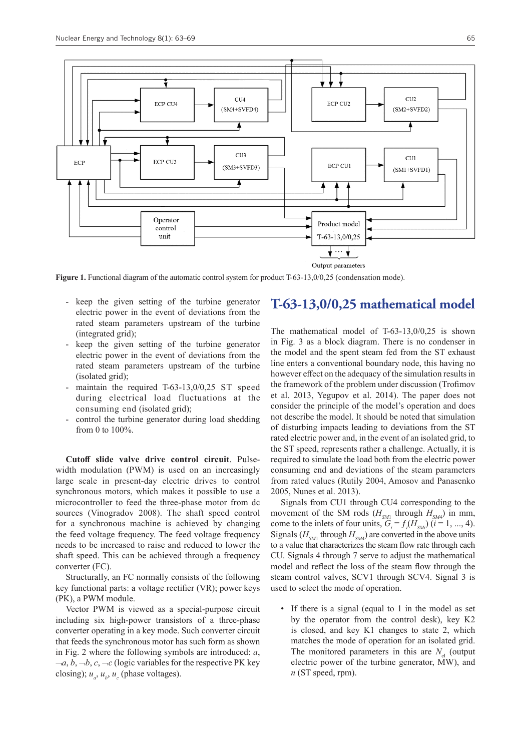Figure 1. Functional diagram of the automatic control system for product T-63-13,0/0,25 (condensation mode).

- keep the given setting of the turbine generator electric power in the event of deviations from the rated steam parameters upstream of the turbine (integrated grid);
- keep the given setting of the turbine generator electric power in the event of deviations from the rated steam parameters upstream of the turbine (isolated grid);
- maintain the required T-63-13,0/0,25 ST speed during electrical load fluctuations at the consuming end (isolated grid);
- control the turbine generator during load shedding from 0 to 100%.

**Cutoff slide valve drive control circuit**. Pulse-width modulation (PWM) is used on an increasingly large scale in present-day electric drives to control synchronous motors, which makes it possible to use a microcontroller to feed the three-phase motor from dc sources (Vinogradov 2008). The shaft speed control for a synchronous machine is achieved by changing the feed voltage frequency. The feed voltage frequency needs to be increased to raise and reduced to lower the shaft speed. This can be achieved through a frequency converter (FC).

Structurally, an FC normally consists of the following key functional parts: a voltage rectifier (VR); power keys (PK), a PWM module.

Vector PWM is viewed as a special-purpose circuit including six high-power transistors of a three-phase converter operating in a key mode. Such converter circuit that feeds the synchronous motor has such form as shown in Fig. 2 where the following symbols are introduced: $a$, $\neg a$, $b$, $\neg b$, $c$, $\neg c$ (logic variables for the respective PK key closing); $u_a$, $u_b$, $u_c$ (phase voltages).

## T-63-13,0/0,25 mathematical model

The mathematical model of T-63-13,0/0,25 is shown in Fig. 3 as a block diagram. There is no condenser in the model and the spent steam fed from the ST exhaust line enters a conventional boundary node, this having no however effect on the adequacy of the simulation results in the framework of the problem under discussion (Trofimov et al. 2013, Yegupov et al. 2014). The paper does not consider the principle of the model's operation and does not describe the model. It should be noted that simulation of disturbing impacts leading to deviations from the ST rated electric power and, in the event of an isolated grid, to the ST speed, represents rather a challenge. Actually, it is required to simulate the load both from the electric power consuming end and deviations of the steam parameters from rated values (Rutily 2004, Amosov and Panasenko 2005, Nunes et al. 2013).

Signals from CU1 through CU4 corresponding to the movement of the SM rods ($H_{SM1}$ through $H_{SM4}$) in mm, come to the inlets of four units, $G_i = f_i(H_{SMi})$ ($i$ = 1, ..., 4). Signals ($H_{SM1}$ through $H_{SM4}$) are converted in the above units to a value that characterizes the steam flow rate through each CU. Signals 4 through 7 serve to adjust the mathematical model and reflect the loss of the steam flow through the steam control valves, SCV1 through SCV4. Signal 3 is used to select the mode of operation.

- If there is a signal (equal to 1 in the model as set by the operator from the control desk), key K2 is closed, and key K1 changes to state 2, which matches the mode of operation for an isolated grid. The monitored parameters in this are $N_{el}$ (output electric power of the turbine generator, MW), and $n$ (ST speed, rpm).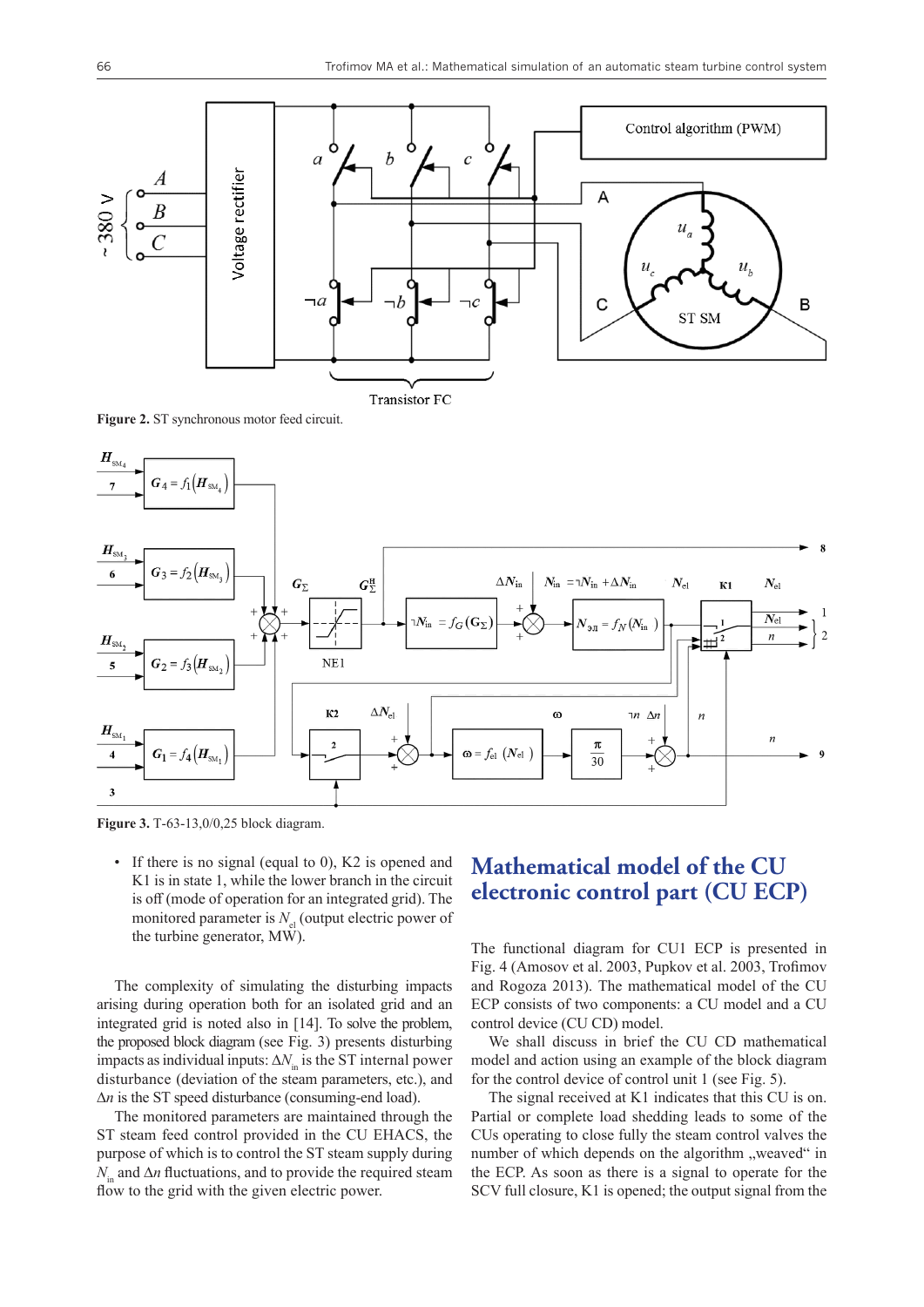Figure 2. ST synchronous motor feed circuit.

Figure 3. T-63-13,0/0,25 block diagram.

- If there is no signal (equal to 0), K2 is opened and K1 is in state 1, while the lower branch in the circuit is off (mode of operation for an integrated grid). The monitored parameter is $N_{el}$ (output electric power of the turbine generator, MW).

The complexity of simulating the disturbing impacts arising during operation both for an isolated grid and an integrated grid is noted also in [14]. To solve the problem, the proposed block diagram (see Fig. 3) presents disturbing impacts as individual inputs: $\Delta N_{in}$ is the ST internal power disturbance (deviation of the steam parameters, etc.), and $\Delta n$ is the ST speed disturbance (consuming-end load).

The monitored parameters are maintained through the ST steam feed control provided in the CU EHACS, the purpose of which is to control the steam supply during $N_{in}$ and $\Delta n$ fluctuations, and to provide the required steam flow to the grid with the given electric power.

# Mathematical model of the CU electronic control part (CU ECP)

The functional diagram for CU1 ECP is presented in Fig. 4 (Amosov et al. 2003, Pupkov et al. 2003, Trofimov and Rogoza 2013). The mathematical model of the CU ECP consists of two components: a CU model and a CU control device (CU CD) model.

We shall discuss in brief the CU CD mathematical model and action using an example of the block diagram for the control device of control unit 1 (see Fig. 5).

The signal received at K1 indicates that this CU is on. Partial or complete load shedding leads to some of the CUs operating to close fully the steam control valves the number of which depends on the algorithm „weaved" in the ECP. As soon as there is a signal to operate for the SCV full closure, K1 is opened; the output signal from the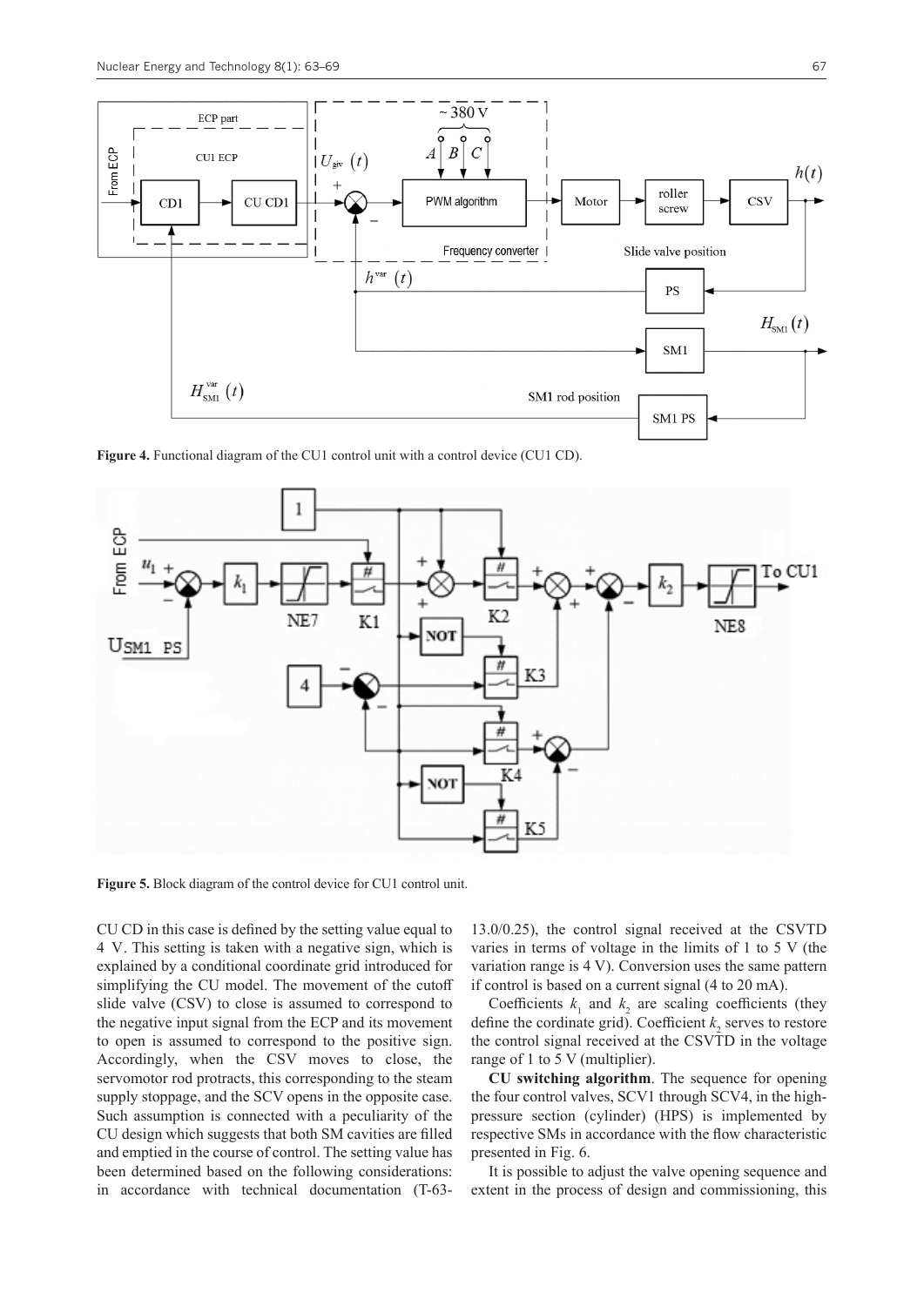**Figure 4.** Functional diagram of the CU1 control unit with a control device (CU1 CD).

**Figure 5.** Block diagram of the control device for CU1 control unit.

CU CD in this case is defined by the setting value equal to 4 V. This setting is taken with a negative sign, which is explained by a conditional coordinate grid introduced for simplifying the CU model. The movement of the cutoff slide valve (CSV) to close is assumed to correspond to the negative input signal from the ECP and its movement to open is assumed to correspond to the positive sign. Accordingly, when the CSV moves to close, the servomotor rod protracts, this corresponding to the steam supply stoppage, and the SCV opens in the opposite case. Such assumption is connected with a peculiarity of the CU design which suggests that both SM cavities are filled and emptied in the course of control. The setting value has been determined based on the following considerations: in accordance with technical documentation (T-63-13.0/0.25), the control signal received at the CSVTD varies in terms of voltage in the limits of 1 to 5 V (the variation range is 4 V). Conversion uses the same pattern if control is based on a current signal (4 to 20 mA).

Coefficients $k_1$ and $k_2$ are scaling coefficients (they define the cordinate grid). Coefficient $k_2$ serves to restore the control signal received at the CSVTD in the voltage range of 1 to 5 V (multiplier).

**CU switching algorithm**. The sequence for opening the four control valves, SCV1 through SCV4, in the high-pressure section (cylinder) (HPS) is implemented by respective SMs in accordance with the flow characteristic presented in Fig. 6.

It is possible to adjust the valve opening sequence and extent in the process of design and commissioning, this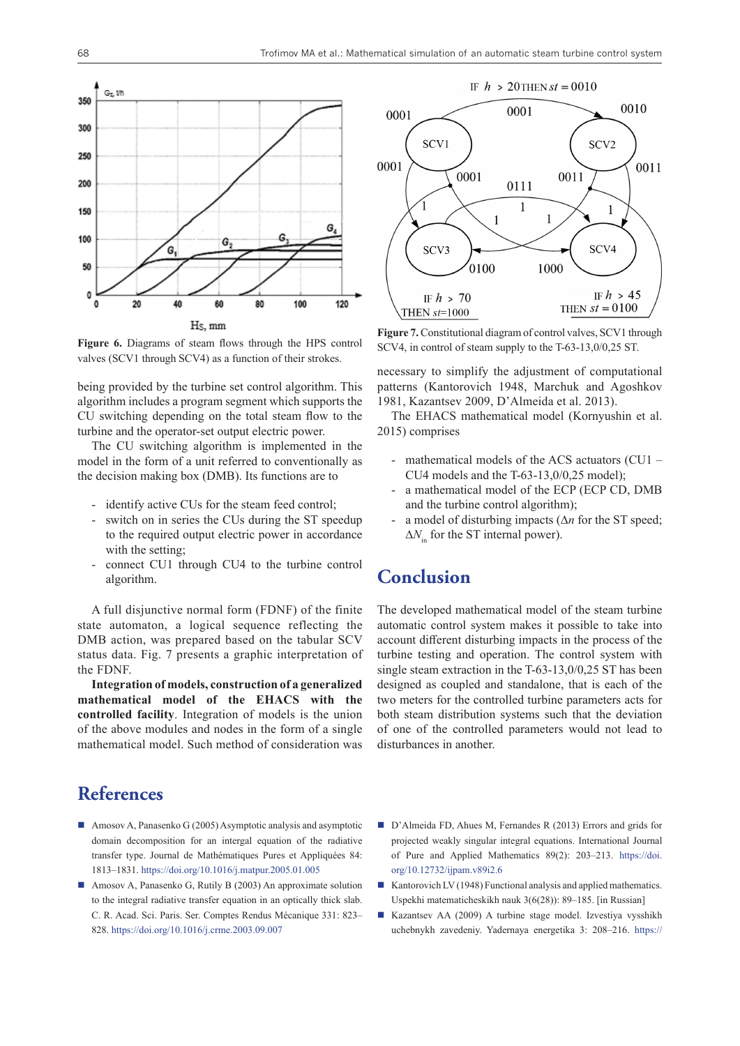**Figure 6.** Diagrams of steam flows through the HPS control valves (SCV1 through SCV4) as a function of their strokes.

**Figure 7.** Constitutional diagram of control valves, SCV1 through SCV4, in control of steam supply to the T-63-13,0/0,25 ST.

being provided by the turbine set control algorithm. This algorithm includes a program segment which supports the CU switching depending on the total steam flow to the turbine and the operator-set output electric power.

The CU switching algorithm is implemented in the model in the form of a unit referred to conventionally as the decision making box (DMB). Its functions are to

- identify active CUs for the steam feed control;
- switch on in series the CUs during the ST speedup to the required output electric power in accordance with the setting;
- connect CU1 through CU4 to the turbine control algorithm.

A full disjunctive normal form (FDNF) of the finite state automaton, a logical sequence reflecting the DMB action, was prepared based on the tabular SCV status data. Fig. 7 presents a graphic interpretation of the FDNF.

**Integration of models, construction of a generalized mathematical model of the EHACS with the controlled facility**. Integration of models is the union of the above modules and nodes in the form of a single mathematical model. Such method of consideration was necessary to simplify the adjustment of computational patterns (Kantorovich 1948, Marchuk and Agoshkov 1981, Kazantsev 2009, D'Almeida et al. 2013).

The EHACS mathematical model (Kornyushin et al. 2015) comprises

- mathematical models of the ACS actuators (CU1 – CU4 models and the T-63-13,0/0,25 model);
- a mathematical model of the ECP (ECP CD, DMB and the turbine control algorithm);
- a model of disturbing impacts ($\Delta n$ for the ST speed; $\Delta N_{in}$ for the ST internal power).

# Conclusion

The developed mathematical model of the steam turbine automatic control system makes it possible to take into account different disturbing impacts in the process of the turbine testing and operation. The control system with single steam extraction in the T-63-13,0/0,25 ST has been designed as coupled and standalone, that is each of the two meters for the controlled turbine parameters acts for both steam distribution systems such that the deviation of one of the controlled parameters would not lead to disturbances in another.

# References

- Amosov A, Panasenko G (2005) Asymptotic analysis and asymptotic domain decomposition for an intergal equation of the radiative transfer type. Journal de Mathématiques Pures et Appliquées 84: 1813–1831. https://doi.org/10.1016/j.matpur.2005.01.005
- Amosov A, Panasenko G, Rutily B (2003) An approximate solution to the integral radiative transfer equation in an optically thick slab. C. R. Acad. Sci. Paris. Ser. Comptes Rendus Mécanique 331: 823–828. https://doi.org/10.1016/j.crme.2003.09.007
- D'Almeida FD, Ahues M, Fernandes R (2013) Errors and grids for projected weakly singular integral equations. International Journal of Pure and Applied Mathematics 89(2): 203–213. https://doi.org/10.12732/ijpam.v89i2.6
- Kantorovich LV (1948) Functional analysis and applied mathematics. Uspekhi matematicheskikh nauk 3(6(28)): 89–185. [in Russian]
- Kazantsev AA (2009) A turbine stage model. Izvestiya vysshikh uchebnykh zavedeniy. Yadernaya energetika 3: 208–216. https://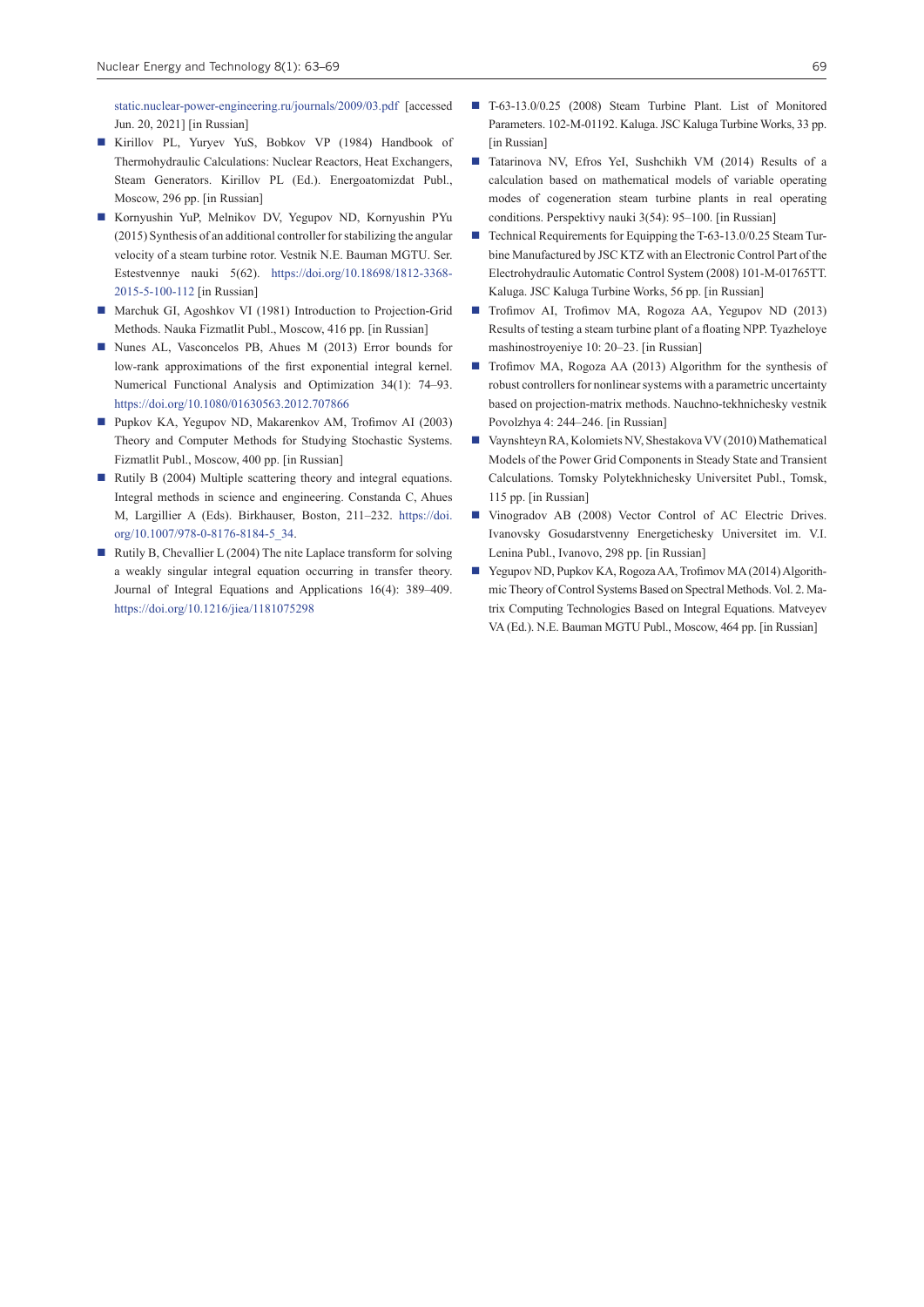static.nuclear-power-engineering.ru/journals/2009/03.pdf [accessed Jun. 20, 2021] [in Russian]

- Kirillov PL, Yuryev YuS, Bobkov VP (1984) Handbook of Thermohydraulic Calculations: Nuclear Reactors, Heat Exchangers, Steam Generators. Kirillov PL (Ed.). Energoatomizdat Publ., Moscow, 296 pp. [in Russian]
- Kornyushin YuP, Melnikov DV, Yegupov ND, Kornyushin PYu (2015) Synthesis of an additional controller for stabilizing the angular velocity of a steam turbine rotor. Vestnik N.E. Bauman MGTU. Ser. Estestvennye nauki 5(62). https://doi.org/10.18698/1812-3368-2015-5-100-112 [in Russian]
- Marchuk GI, Agoshkov VI (1981) Introduction to Projection-Grid Methods. Nauka Fizmatlit Publ., Moscow, 416 pp. [in Russian]
- Nunes AL, Vasconcelos PB, Ahues M (2013) Error bounds for low-rank approximations of the first exponential integral kernel. Numerical Functional Analysis and Optimization 34(1): 74–93. https://doi.org/10.1080/01630563.2012.707866
- Pupkov KA, Yegupov ND, Makarenkov AM, Trofimov AI (2003) Theory and Computer Methods for Studying Stochastic Systems. Fizmatlit Publ., Moscow, 400 pp. [in Russian]
- Rutily B (2004) Multiple scattering theory and integral equations. Integral methods in science and engineering. Constanda C, Ahues M, Largillier A (Eds). Birkhauser, Boston, 211–232. https://doi.org/10.1007/978-0-8176-8184-5_34.
- Rutily B, Chevallier L (2004) The nite Laplace transform for solving a weakly singular integral equation occurring in transfer theory. Journal of Integral Equations and Applications 16(4): 389–409. https://doi.org/10.1216/jiea/1181075298
- T-63-13.0/0.25 (2008) Steam Turbine Plant. List of Monitored Parameters. 102-M-01192. Kaluga. JSC Kaluga Turbine Works, 33 pp. [in Russian]
- Tatarinova NV, Efros YeI, Sushchikh VM (2014) Results of a calculation based on mathematical models of variable operating modes of cogeneration steam turbine plants in real operating conditions. Perspektivy nauki 3(54): 95–100. [in Russian]
- Technical Requirements for Equipping the T-63-13.0/0.25 Steam Turbine Manufactured by JSC KTZ with an Electronic Control Part of the Electrohydraulic Automatic Control System (2008) 101-M-01765TT. Kaluga. JSC Kaluga Turbine Works, 56 pp. [in Russian]
- Trofimov AI, Trofimov MA, Rogoza AA, Yegupov ND (2013) Results of testing a steam turbine plant of a floating NPP. Tyazheloye mashinostroyeniye 10: 20–23. [in Russian]
- Trofimov MA, Rogoza AA (2013) Algorithm for the synthesis of robust controllers for nonlinear systems with a parametric uncertainty based on projection-matrix methods. Nauchno-tekhnichesky vestnik Povolzhya 4: 244–246. [in Russian]
- Vaynshteyn RA, Kolomiets NV, Shestakova VV (2010) Mathematical Models of the Power Grid Components in Steady State and Transient Calculations. Tomsky Polytekhnichesky Universitet Publ., Tomsk, 115 pp. [in Russian]
- Vinogradov AB (2008) Vector Control of AC Electric Drives. Ivanovsky Gosudarstvenny Energetichesky Universitet im. V.I. Lenina Publ., Ivanovo, 298 pp. [in Russian]
- Yegupov ND, Pupkov KA, Rogoza AA, Trofimov MA (2014) Algorithmic Theory of Control Systems Based on Spectral Methods. Vol. 2. Matrix Computing Technologies Based on Integral Equations. Matveyev VA (Ed.). N.E. Bauman MGTU Publ., Moscow, 464 pp. [in Russian]